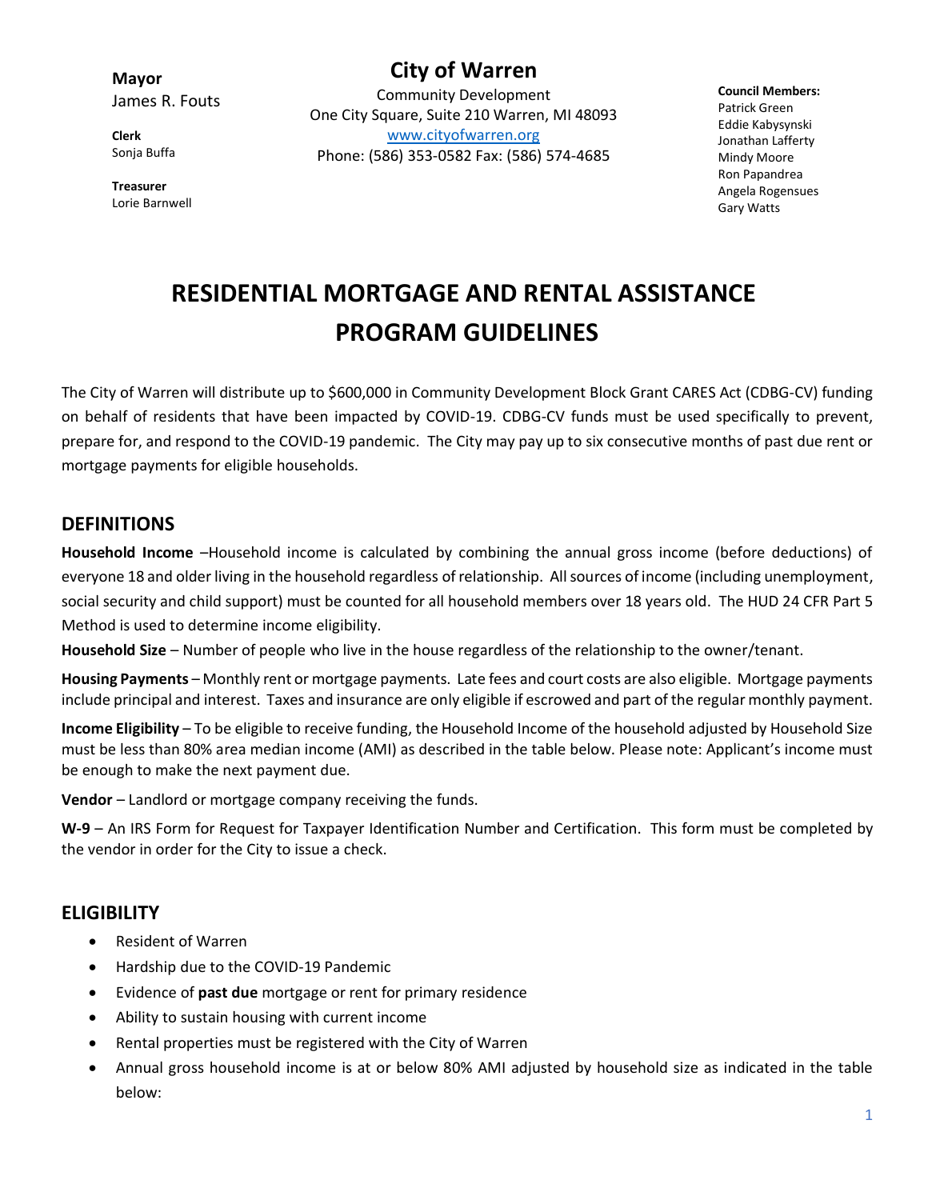**Mayor**
James R. Fouts

**Clerk**
Sonja Buffa

**Treasurer**
Lorie Barnwell

# City of Warren

Community Development
One City Square, Suite 210 Warren, MI 48093
www.cityofwarren.org
Phone: (586) 353-0582 Fax: (586) 574-4685

**Council Members:**
Patrick Green
Eddie Kabysynski
Jonathan Lafferty
Mindy Moore
Ron Papandrea
Angela Rogensues
Gary Watts

# RESIDENTIAL MORTGAGE AND RENTAL ASSISTANCE PROGRAM GUIDELINES

The City of Warren will distribute up to $600,000 in Community Development Block Grant CARES Act (CDBG-CV) funding on behalf of residents that have been impacted by COVID-19. CDBG-CV funds must be used specifically to prevent, prepare for, and respond to the COVID-19 pandemic. The City may pay up to six consecutive months of past due rent or mortgage payments for eligible households.

## DEFINITIONS

**Household Income** –Household income is calculated by combining the annual gross income (before deductions) of everyone 18 and older living in the household regardless of relationship. All sources of income (including unemployment, social security and child support) must be counted for all household members over 18 years old. The HUD 24 CFR Part 5 Method is used to determine income eligibility.

**Household Size** – Number of people who live in the house regardless of the relationship to the owner/tenant.

**Housing Payments** – Monthly rent or mortgage payments. Late fees and court costs are also eligible. Mortgage payments include principal and interest. Taxes and insurance are only eligible if escrowed and part of the regular monthly payment.

**Income Eligibility** – To be eligible to receive funding, the Household Income of the household adjusted by Household Size must be less than 80% area median income (AMI) as described in the table below. Please note: Applicant's income must be enough to make the next payment due.

**Vendor** – Landlord or mortgage company receiving the funds.

**W-9** – An IRS Form for Request for Taxpayer Identification Number and Certification. This form must be completed by the vendor in order for the City to issue a check.

## ELIGIBILITY

- Resident of Warren
- Hardship due to the COVID-19 Pandemic
- Evidence of **past due** mortgage or rent for primary residence
- Ability to sustain housing with current income
- Rental properties must be registered with the City of Warren
- Annual gross household income is at or below 80% AMI adjusted by household size as indicated in the table below: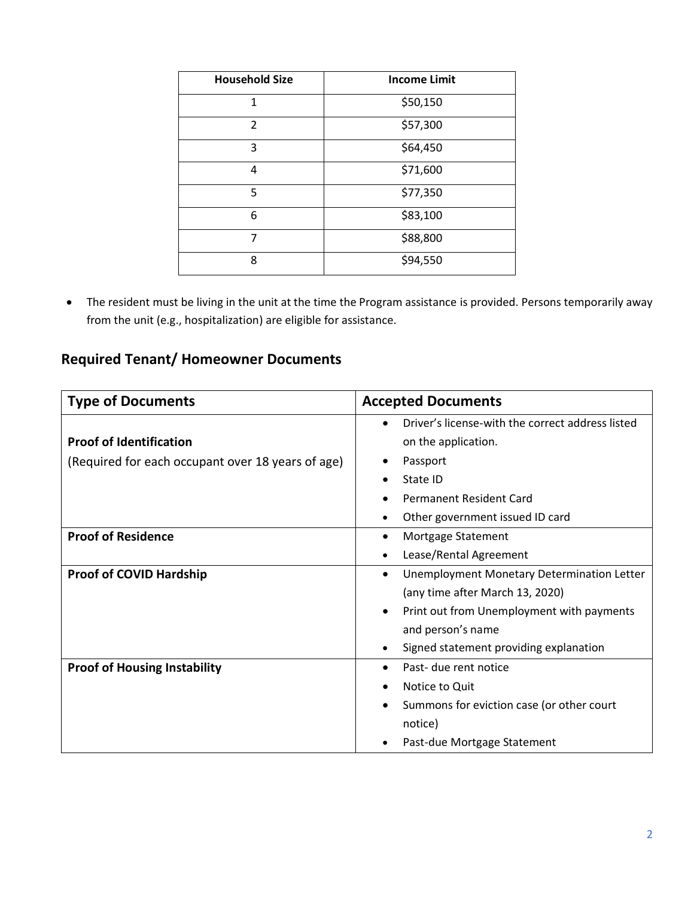| Household Size | Income Limit |
|---|---|
| 1 | $50,150 |
| 2 | $57,300 |
| 3 | $64,450 |
| 4 | $71,600 |
| 5 | $77,350 |
| 6 | $83,100 |
| 7 | $88,800 |
| 8 | $94,550 |

- The resident must be living in the unit at the time the Program assistance is provided. Persons temporarily away from the unit (e.g., hospitalization) are eligible for assistance.

## Required Tenant/ Homeowner Documents

| Type of Documents | Accepted Documents |
|---|---|
| **Proof of Identification** (Required for each occupant over 18 years of age) | • Driver's license-with the correct address listed on the application.<br>• Passport<br>• State ID<br>• Permanent Resident Card<br>• Other government issued ID card |
| **Proof of Residence** | • Mortgage Statement<br>• Lease/Rental Agreement |
| **Proof of COVID Hardship** | • Unemployment Monetary Determination Letter (any time after March 13, 2020)<br>• Print out from Unemployment with payments and person's name<br>• Signed statement providing explanation |
| **Proof of Housing Instability** | • Past- due rent notice<br>• Notice to Quit<br>• Summons for eviction case (or other court notice)<br>• Past-due Mortgage Statement |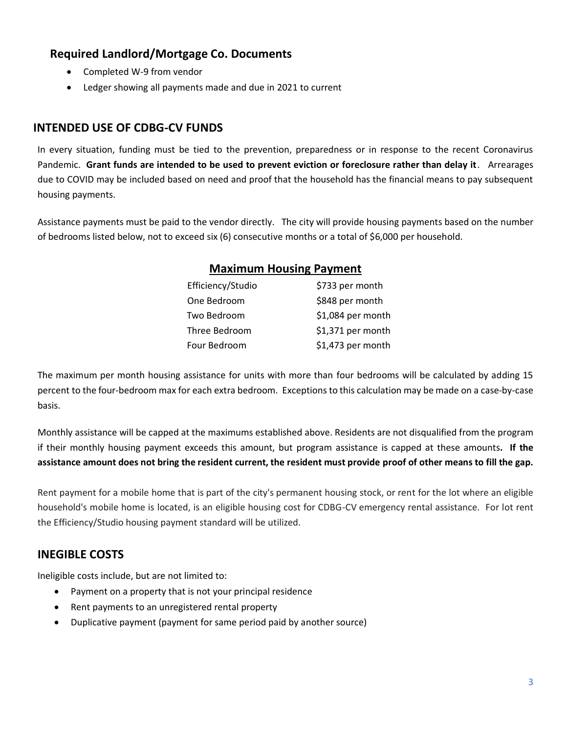## Required Landlord/Mortgage Co. Documents

- Completed W-9 from vendor
- Ledger showing all payments made and due in 2021 to current

## INTENDED USE OF CDBG-CV FUNDS

In every situation, funding must be tied to the prevention, preparedness or in response to the recent Coronavirus Pandemic. **Grant funds are intended to be used to prevent eviction or foreclosure rather than delay it**. Arrearages due to COVID may be included based on need and proof that the household has the financial means to pay subsequent housing payments.

Assistance payments must be paid to the vendor directly. The city will provide housing payments based on the number of bedrooms listed below, not to exceed six (6) consecutive months or a total of $6,000 per household.

### Maximum Housing Payment

| | |
|---|---|
| Efficiency/Studio | $733 per month |
| One Bedroom | $848 per month |
| Two Bedroom | $1,084 per month |
| Three Bedroom | $1,371 per month |
| Four Bedroom | $1,473 per month |

The maximum per month housing assistance for units with more than four bedrooms will be calculated by adding 15 percent to the four-bedroom max for each extra bedroom. Exceptions to this calculation may be made on a case-by-case basis.

Monthly assistance will be capped at the maximums established above. Residents are not disqualified from the program if their monthly housing payment exceeds this amount, but program assistance is capped at these amounts**. If the assistance amount does not bring the resident current, the resident must provide proof of other means to fill the gap.**

Rent payment for a mobile home that is part of the city's permanent housing stock, or rent for the lot where an eligible household's mobile home is located, is an eligible housing cost for CDBG-CV emergency rental assistance. For lot rent the Efficiency/Studio housing payment standard will be utilized.

## INEGIBLE COSTS

Ineligible costs include, but are not limited to:

- Payment on a property that is not your principal residence
- Rent payments to an unregistered rental property
- Duplicative payment (payment for same period paid by another source)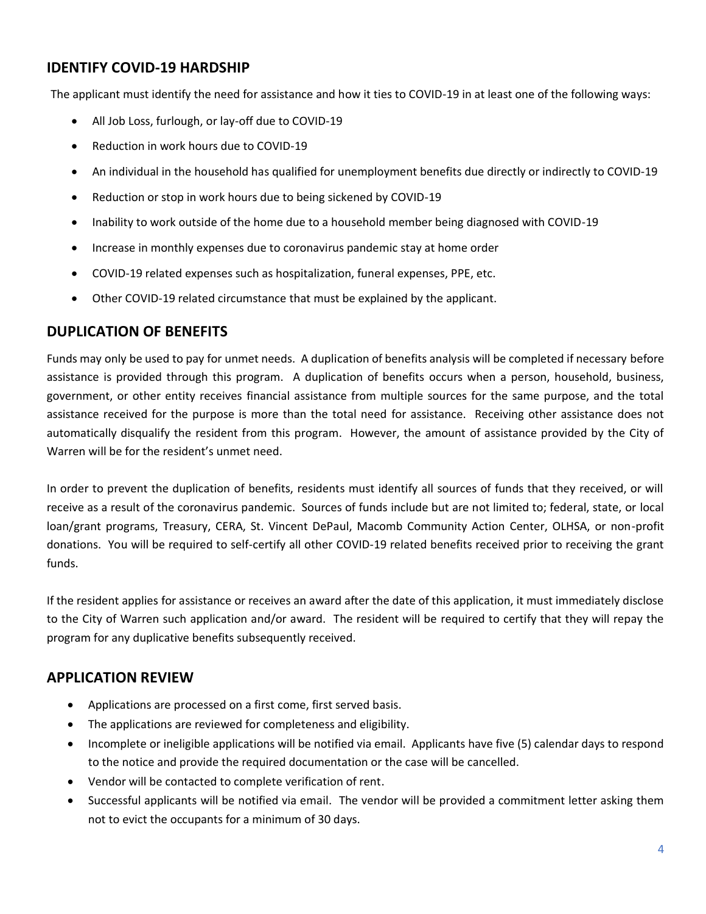## IDENTIFY COVID-19 HARDSHIP

The applicant must identify the need for assistance and how it ties to COVID-19 in at least one of the following ways:

- All Job Loss, furlough, or lay-off due to COVID-19
- Reduction in work hours due to COVID-19
- An individual in the household has qualified for unemployment benefits due directly or indirectly to COVID-19
- Reduction or stop in work hours due to being sickened by COVID-19
- Inability to work outside of the home due to a household member being diagnosed with COVID-19
- Increase in monthly expenses due to coronavirus pandemic stay at home order
- COVID-19 related expenses such as hospitalization, funeral expenses, PPE, etc.
- Other COVID-19 related circumstance that must be explained by the applicant.

## DUPLICATION OF BENEFITS

Funds may only be used to pay for unmet needs. A duplication of benefits analysis will be completed if necessary before assistance is provided through this program. A duplication of benefits occurs when a person, household, business, government, or other entity receives financial assistance from multiple sources for the same purpose, and the total assistance received for the purpose is more than the total need for assistance. Receiving other assistance does not automatically disqualify the resident from this program. However, the amount of assistance provided by the City of Warren will be for the resident's unmet need.

In order to prevent the duplication of benefits, residents must identify all sources of funds that they received, or will receive as a result of the coronavirus pandemic. Sources of funds include but are not limited to; federal, state, or local loan/grant programs, Treasury, CERA, St. Vincent DePaul, Macomb Community Action Center, OLHSA, or non-profit donations. You will be required to self-certify all other COVID-19 related benefits received prior to receiving the grant funds.

If the resident applies for assistance or receives an award after the date of this application, it must immediately disclose to the City of Warren such application and/or award. The resident will be required to certify that they will repay the program for any duplicative benefits subsequently received.

## APPLICATION REVIEW

- Applications are processed on a first come, first served basis.
- The applications are reviewed for completeness and eligibility.
- Incomplete or ineligible applications will be notified via email. Applicants have five (5) calendar days to respond to the notice and provide the required documentation or the case will be cancelled.
- Vendor will be contacted to complete verification of rent.
- Successful applicants will be notified via email. The vendor will be provided a commitment letter asking them not to evict the occupants for a minimum of 30 days.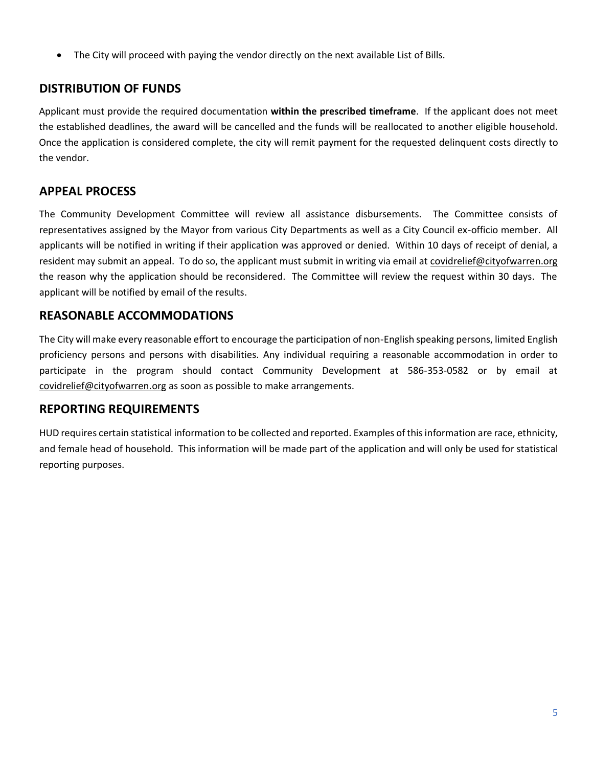- The City will proceed with paying the vendor directly on the next available List of Bills.

## DISTRIBUTION OF FUNDS

Applicant must provide the required documentation **within the prescribed timeframe**. If the applicant does not meet the established deadlines, the award will be cancelled and the funds will be reallocated to another eligible household. Once the application is considered complete, the city will remit payment for the requested delinquent costs directly to the vendor.

## APPEAL PROCESS

The Community Development Committee will review all assistance disbursements. The Committee consists of representatives assigned by the Mayor from various City Departments as well as a City Council ex-officio member. All applicants will be notified in writing if their application was approved or denied. Within 10 days of receipt of denial, a resident may submit an appeal. To do so, the applicant must submit in writing via email at covidrelief@cityofwarren.org the reason why the application should be reconsidered. The Committee will review the request within 30 days. The applicant will be notified by email of the results.

## REASONABLE ACCOMMODATIONS

The City will make every reasonable effort to encourage the participation of non-English speaking persons, limited English proficiency persons and persons with disabilities. Any individual requiring a reasonable accommodation in order to participate in the program should contact Community Development at 586-353-0582 or by email at covidrelief@cityofwarren.org as soon as possible to make arrangements.

## REPORTING REQUIREMENTS

HUD requires certain statistical information to be collected and reported. Examples of this information are race, ethnicity, and female head of household. This information will be made part of the application and will only be used for statistical reporting purposes.